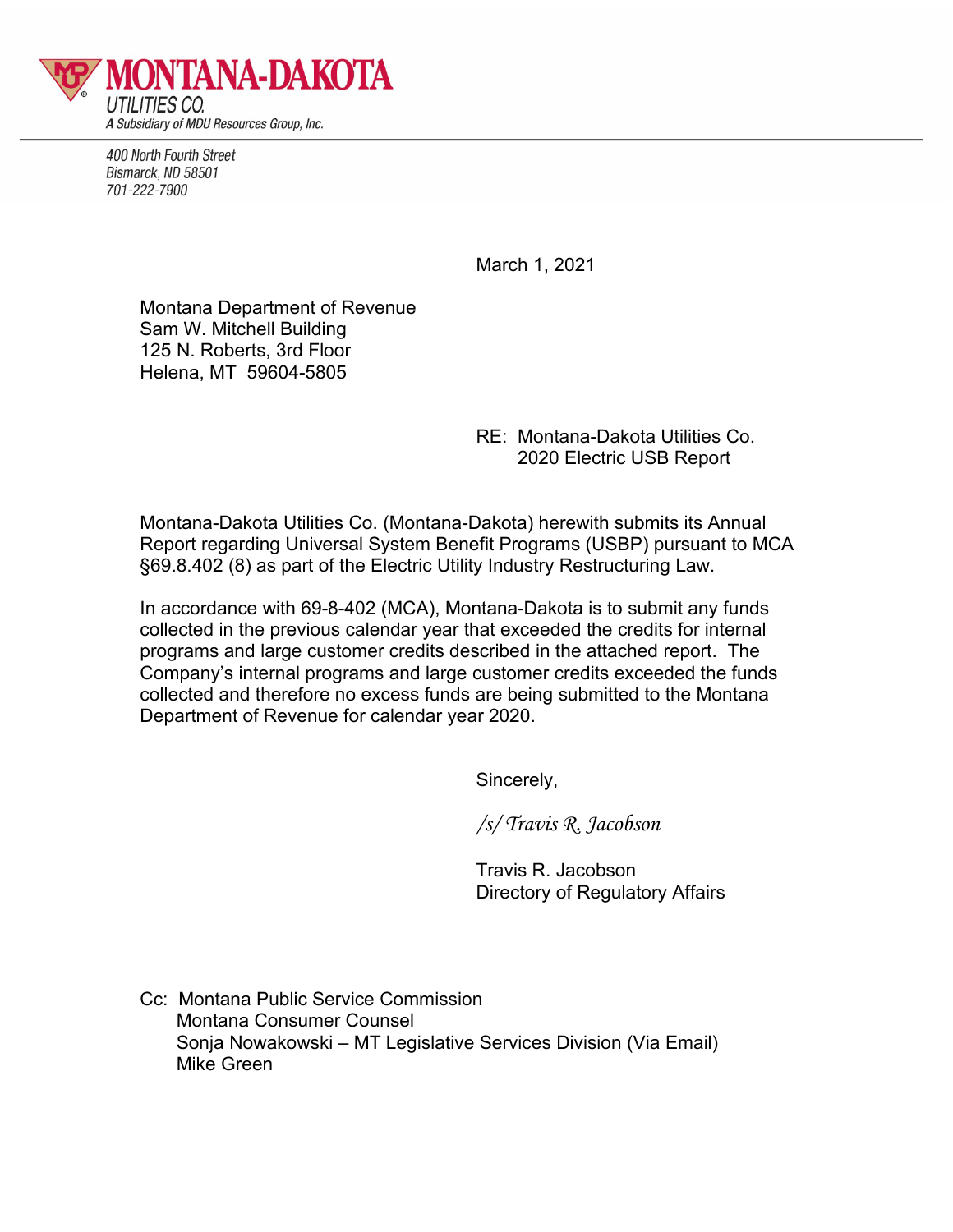**MONTANA-DAKOTA**
UTILITIES CO.
A Subsidiary of MDU Resources Group, Inc.

400 North Fourth Street
Bismarck, ND 58501
701-222-7900

March 1, 2021

Montana Department of Revenue
Sam W. Mitchell Building
125 N. Roberts, 3rd Floor
Helena, MT 59604-5805

RE: Montana-Dakota Utilities Co.
2020 Electric USB Report

Montana-Dakota Utilities Co. (Montana-Dakota) herewith submits its Annual Report regarding Universal System Benefit Programs (USBP) pursuant to MCA §69.8.402 (8) as part of the Electric Utility Industry Restructuring Law.

In accordance with 69-8-402 (MCA), Montana-Dakota is to submit any funds collected in the previous calendar year that exceeded the credits for internal programs and large customer credits described in the attached report. The Company's internal programs and large customer credits exceeded the funds collected and therefore no excess funds are being submitted to the Montana Department of Revenue for calendar year 2020.

Sincerely,

*/s/ Travis R. Jacobson*

Travis R. Jacobson
Directory of Regulatory Affairs

Cc: Montana Public Service Commission
Montana Consumer Counsel
Sonja Nowakowski – MT Legislative Services Division (Via Email)
Mike Green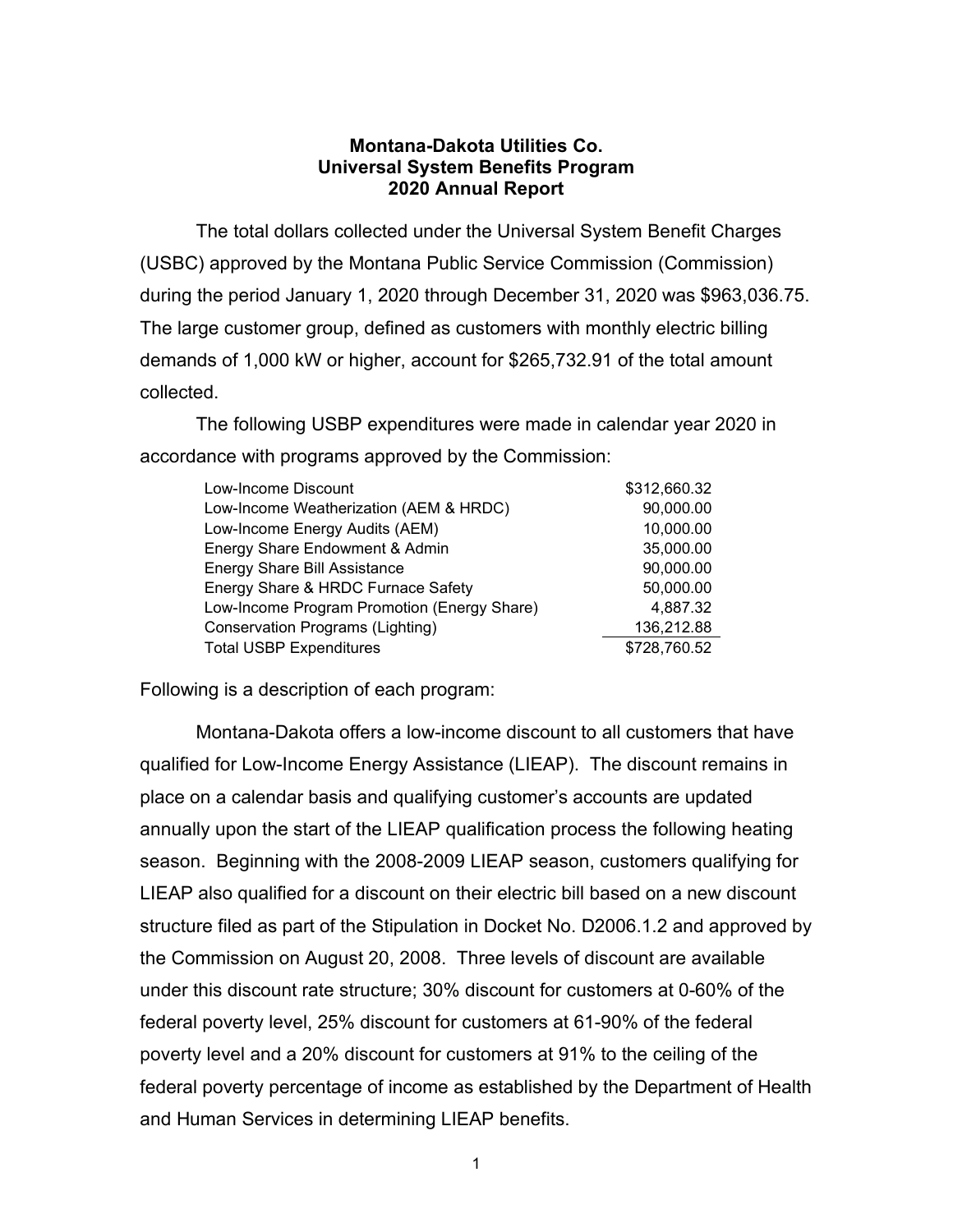**Montana-Dakota Utilities Co.**
**Universal System Benefits Program**
**2020 Annual Report**

The total dollars collected under the Universal System Benefit Charges (USBC) approved by the Montana Public Service Commission (Commission) during the period January 1, 2020 through December 31, 2020 was $963,036.75. The large customer group, defined as customers with monthly electric billing demands of 1,000 kW or higher, account for $265,732.91 of the total amount collected.

The following USBP expenditures were made in calendar year 2020 in accordance with programs approved by the Commission:

| | |
|---|---|
| Low-Income Discount | $312,660.32 |
| Low-Income Weatherization (AEM & HRDC) | 90,000.00 |
| Low-Income Energy Audits (AEM) | 10,000.00 |
| Energy Share Endowment & Admin | 35,000.00 |
| Energy Share Bill Assistance | 90,000.00 |
| Energy Share & HRDC Furnace Safety | 50,000.00 |
| Low-Income Program Promotion (Energy Share) | 4,887.32 |
| Conservation Programs (Lighting) | 136,212.88 |
| Total USBP Expenditures | $728,760.52 |

Following is a description of each program:

Montana-Dakota offers a low-income discount to all customers that have qualified for Low-Income Energy Assistance (LIEAP). The discount remains in place on a calendar basis and qualifying customer's accounts are updated annually upon the start of the LIEAP qualification process the following heating season. Beginning with the 2008-2009 LIEAP season, customers qualifying for LIEAP also qualified for a discount on their electric bill based on a new discount structure filed as part of the Stipulation in Docket No. D2006.1.2 and approved by the Commission on August 20, 2008. Three levels of discount are available under this discount rate structure; 30% discount for customers at 0-60% of the federal poverty level, 25% discount for customers at 61-90% of the federal poverty level and a 20% discount for customers at 91% to the ceiling of the federal poverty percentage of income as established by the Department of Health and Human Services in determining LIEAP benefits.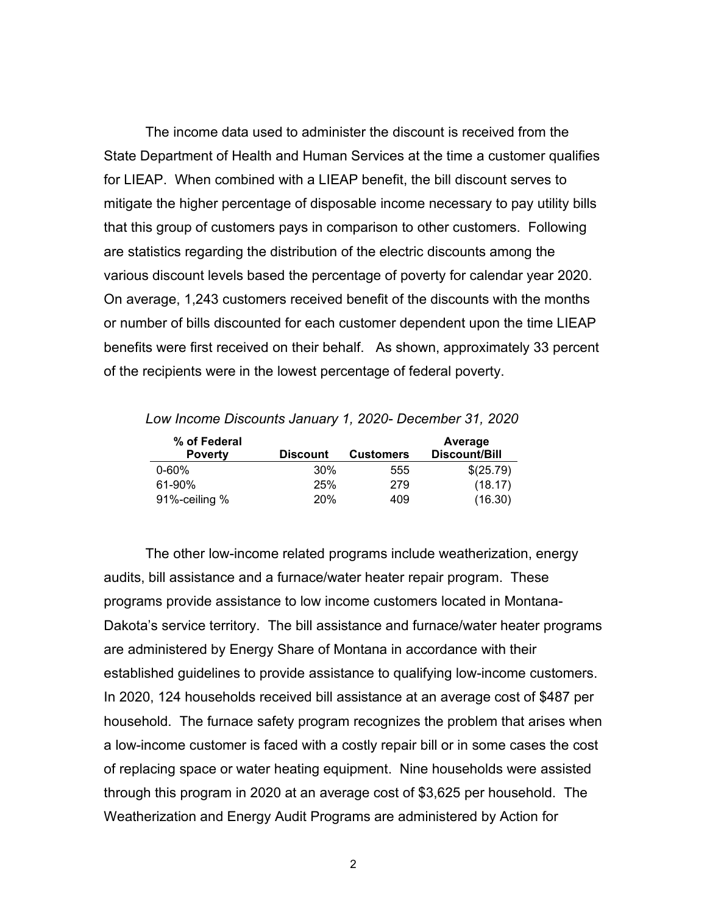The income data used to administer the discount is received from the State Department of Health and Human Services at the time a customer qualifies for LIEAP. When combined with a LIEAP benefit, the bill discount serves to mitigate the higher percentage of disposable income necessary to pay utility bills that this group of customers pays in comparison to other customers. Following are statistics regarding the distribution of the electric discounts among the various discount levels based the percentage of poverty for calendar year 2020. On average, 1,243 customers received benefit of the discounts with the months or number of bills discounted for each customer dependent upon the time LIEAP benefits were first received on their behalf. As shown, approximately 33 percent of the recipients were in the lowest percentage of federal poverty.

*Low Income Discounts January 1, 2020- December 31, 2020*

| % of Federal Poverty | Discount | Customers | Average Discount/Bill |
|---|---:|---:|---:|
| 0-60% | 30% | 555 | $(25.79) |
| 61-90% | 25% | 279 | (18.17) |
| 91%-ceiling % | 20% | 409 | (16.30) |

The other low-income related programs include weatherization, energy audits, bill assistance and a furnace/water heater repair program. These programs provide assistance to low income customers located in Montana-Dakota's service territory. The bill assistance and furnace/water heater programs are administered by Energy Share of Montana in accordance with their established guidelines to provide assistance to qualifying low-income customers. In 2020, 124 households received bill assistance at an average cost of $487 per household. The furnace safety program recognizes the problem that arises when a low-income customer is faced with a costly repair bill or in some cases the cost of replacing space or water heating equipment. Nine households were assisted through this program in 2020 at an average cost of $3,625 per household. The Weatherization and Energy Audit Programs are administered by Action for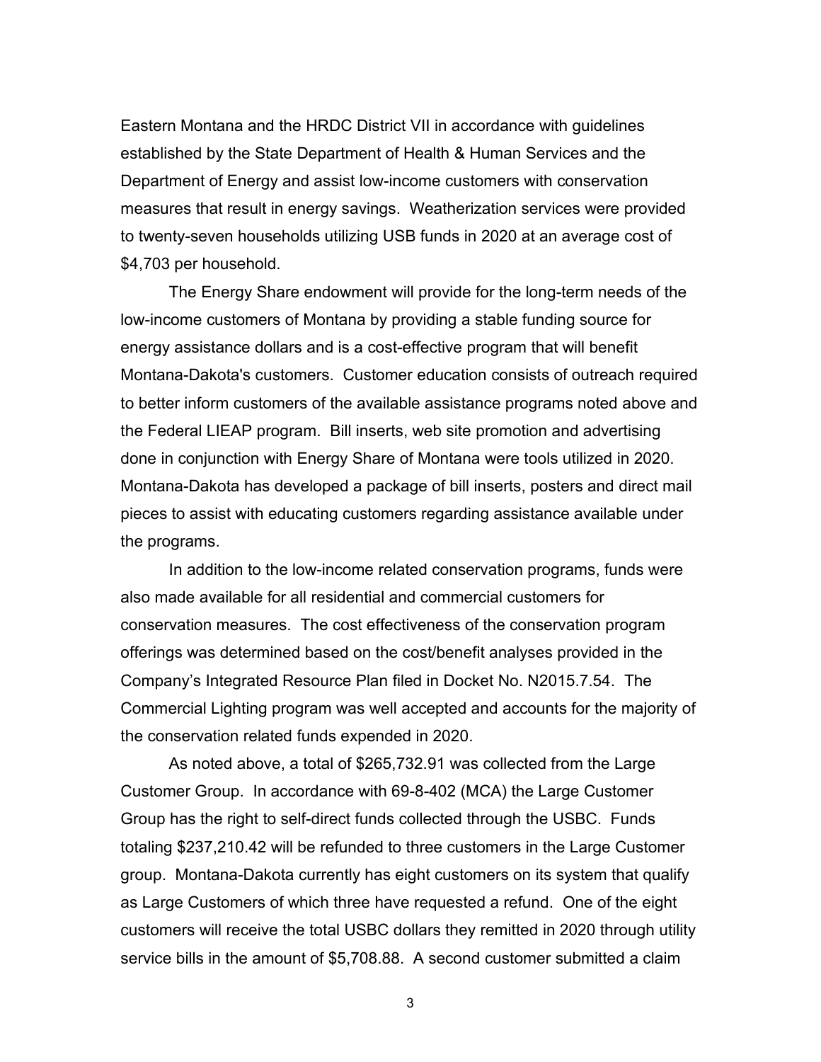Eastern Montana and the HRDC District VII in accordance with guidelines established by the State Department of Health & Human Services and the Department of Energy and assist low-income customers with conservation measures that result in energy savings. Weatherization services were provided to twenty-seven households utilizing USB funds in 2020 at an average cost of $4,703 per household.

The Energy Share endowment will provide for the long-term needs of the low-income customers of Montana by providing a stable funding source for energy assistance dollars and is a cost-effective program that will benefit Montana-Dakota's customers. Customer education consists of outreach required to better inform customers of the available assistance programs noted above and the Federal LIEAP program. Bill inserts, web site promotion and advertising done in conjunction with Energy Share of Montana were tools utilized in 2020. Montana-Dakota has developed a package of bill inserts, posters and direct mail pieces to assist with educating customers regarding assistance available under the programs.

In addition to the low-income related conservation programs, funds were also made available for all residential and commercial customers for conservation measures. The cost effectiveness of the conservation program offerings was determined based on the cost/benefit analyses provided in the Company's Integrated Resource Plan filed in Docket No. N2015.7.54. The Commercial Lighting program was well accepted and accounts for the majority of the conservation related funds expended in 2020.

As noted above, a total of $265,732.91 was collected from the Large Customer Group. In accordance with 69-8-402 (MCA) the Large Customer Group has the right to self-direct funds collected through the USBC. Funds totaling $237,210.42 will be refunded to three customers in the Large Customer group. Montana-Dakota currently has eight customers on its system that qualify as Large Customers of which three have requested a refund. One of the eight customers will receive the total USBC dollars they remitted in 2020 through utility service bills in the amount of $5,708.88. A second customer submitted a claim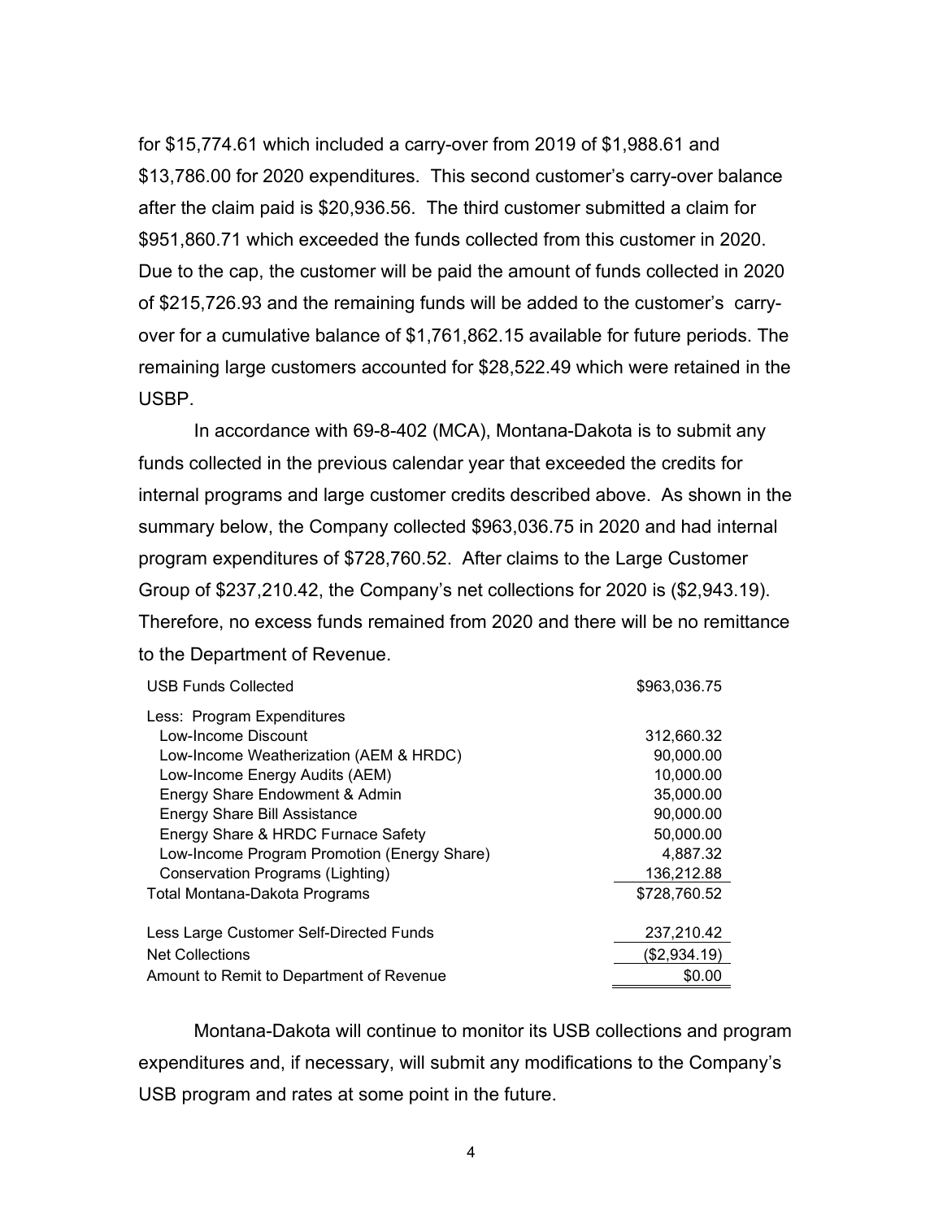for $15,774.61 which included a carry-over from 2019 of $1,988.61 and $13,786.00 for 2020 expenditures. This second customer's carry-over balance after the claim paid is $20,936.56. The third customer submitted a claim for $951,860.71 which exceeded the funds collected from this customer in 2020. Due to the cap, the customer will be paid the amount of funds collected in 2020 of $215,726.93 and the remaining funds will be added to the customer's carry-over for a cumulative balance of $1,761,862.15 available for future periods. The remaining large customers accounted for $28,522.49 which were retained in the USBP.

In accordance with 69-8-402 (MCA), Montana-Dakota is to submit any funds collected in the previous calendar year that exceeded the credits for internal programs and large customer credits described above. As shown in the summary below, the Company collected $963,036.75 in 2020 and had internal program expenditures of $728,760.52. After claims to the Large Customer Group of $237,210.42, the Company's net collections for 2020 is ($2,943.19). Therefore, no excess funds remained from 2020 and there will be no remittance to the Department of Revenue.

| | |
|---|---|
| USB Funds Collected | $963,036.75 |
| Less: Program Expenditures | |
| Low-Income Discount | 312,660.32 |
| Low-Income Weatherization (AEM & HRDC) | 90,000.00 |
| Low-Income Energy Audits (AEM) | 10,000.00 |
| Energy Share Endowment & Admin | 35,000.00 |
| Energy Share Bill Assistance | 90,000.00 |
| Energy Share & HRDC Furnace Safety | 50,000.00 |
| Low-Income Program Promotion (Energy Share) | 4,887.32 |
| Conservation Programs (Lighting) | 136,212.88 |
| Total Montana-Dakota Programs | $728,760.52 |
| Less Large Customer Self-Directed Funds | 237,210.42 |
| Net Collections | ($2,934.19) |
| Amount to Remit to Department of Revenue | $0.00 |

Montana-Dakota will continue to monitor its USB collections and program expenditures and, if necessary, will submit any modifications to the Company's USB program and rates at some point in the future.